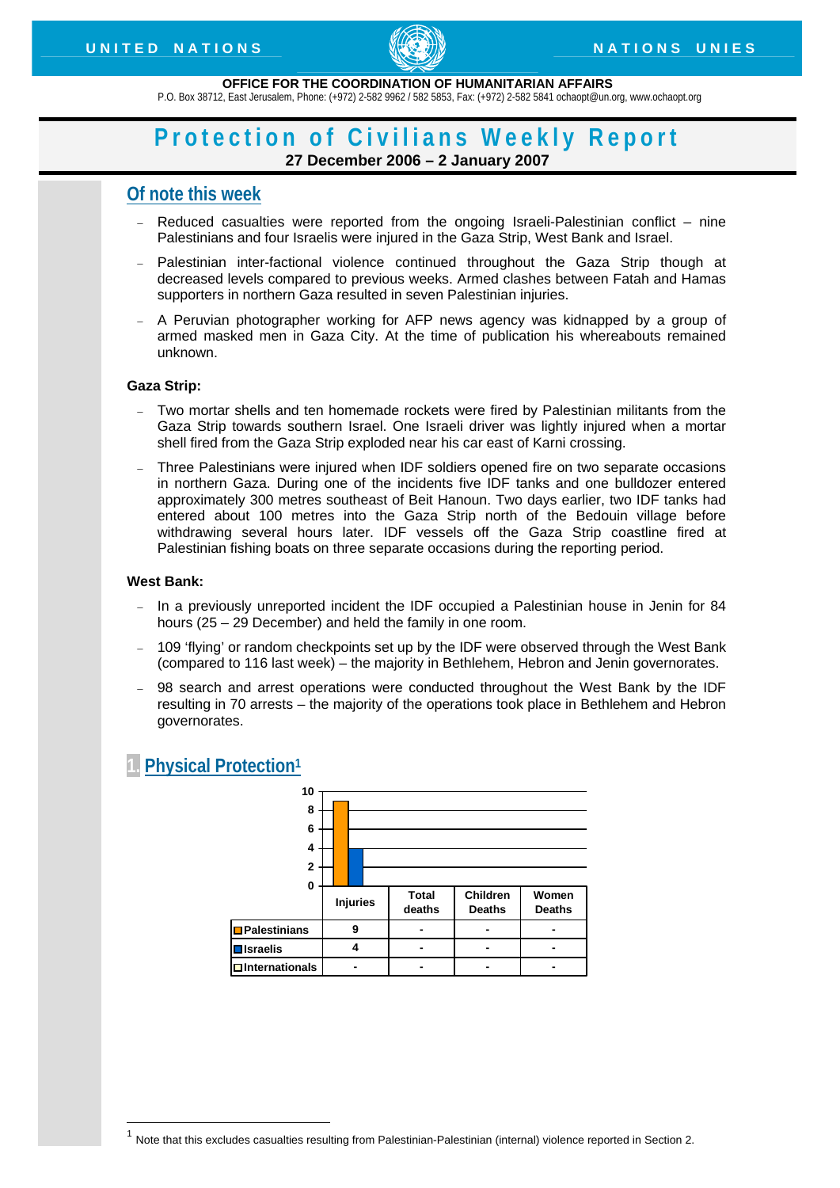UNITED NATIONS — NATIONS UNIES

**OFFICE FOR THE COORDINATION OF HUMANITARIAN AFFAIRS**
P.O. Box 38712, East Jerusalem, Phone: (+972) 2-582 9962 / 582 5853, Fax: (+972) 2-582 5841 ochaopt@un.org, www.ochaopt.org

# Protection of Civilians Weekly Report

**27 December 2006 – 2 January 2007**

## Of note this week

- Reduced casualties were reported from the ongoing Israeli-Palestinian conflict – nine Palestinians and four Israelis were injured in the Gaza Strip, West Bank and Israel.
- Palestinian inter-factional violence continued throughout the Gaza Strip though at decreased levels compared to previous weeks. Armed clashes between Fatah and Hamas supporters in northern Gaza resulted in seven Palestinian injuries.
- A Peruvian photographer working for AFP news agency was kidnapped by a group of armed masked men in Gaza City. At the time of publication his whereabouts remained unknown.

**Gaza Strip:**

- Two mortar shells and ten homemade rockets were fired by Palestinian militants from the Gaza Strip towards southern Israel. One Israeli driver was lightly injured when a mortar shell fired from the Gaza Strip exploded near his car east of Karni crossing.
- Three Palestinians were injured when IDF soldiers opened fire on two separate occasions in northern Gaza. During one of the incidents five IDF tanks and one bulldozer entered approximately 300 metres southeast of Beit Hanoun. Two days earlier, two IDF tanks had entered about 100 metres into the Gaza Strip north of the Bedouin village before withdrawing several hours later. IDF vessels off the Gaza Strip coastline fired at Palestinian fishing boats on three separate occasions during the reporting period.

**West Bank:**

- In a previously unreported incident the IDF occupied a Palestinian house in Jenin for 84 hours (25 – 29 December) and held the family in one room.
- 109 'flying' or random checkpoints set up by the IDF were observed through the West Bank (compared to 116 last week) – the majority in Bethlehem, Hebron and Jenin governorates.
- 98 search and arrest operations were conducted throughout the West Bank by the IDF resulting in 70 arrests – the majority of the operations took place in Bethlehem and Hebron governorates.

## 1. Physical Protection[1]

| | Injuries | Total deaths | Children Deaths | Women Deaths |
|---|---|---|---|---|
| Palestinians | 9 | - | - | - |
| Israelis | 4 | - | - | - |
| Internationals | - | - | - | - |

[1] Note that this excludes casualties resulting from Palestinian-Palestinian (internal) violence reported in Section 2.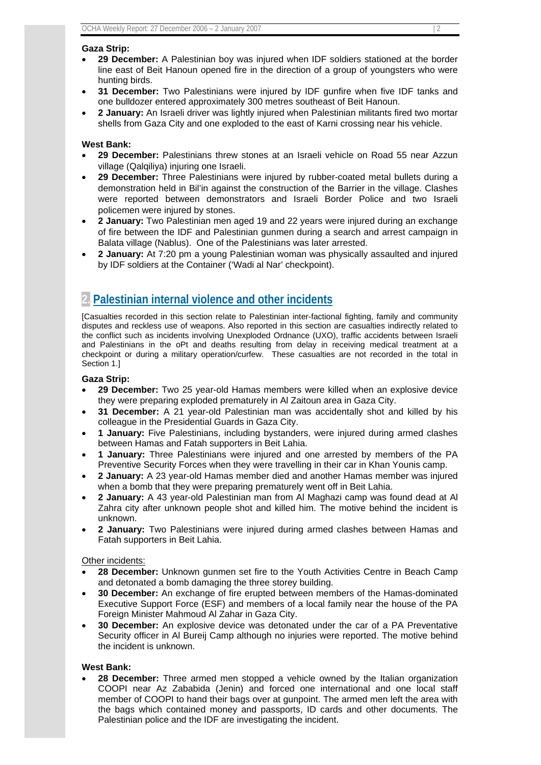**Gaza Strip:**

- **29 December:** A Palestinian boy was injured when IDF soldiers stationed at the border line east of Beit Hanoun opened fire in the direction of a group of youngsters who were hunting birds.
- **31 December:** Two Palestinians were injured by IDF gunfire when five IDF tanks and one bulldozer entered approximately 300 metres southeast of Beit Hanoun.
- **2 January:** An Israeli driver was lightly injured when Palestinian militants fired two mortar shells from Gaza City and one exploded to the east of Karni crossing near his vehicle.

**West Bank:**

- **29 December:** Palestinians threw stones at an Israeli vehicle on Road 55 near Azzun village (Qalqiliya) injuring one Israeli.
- **29 December:** Three Palestinians were injured by rubber-coated metal bullets during a demonstration held in Bil'in against the construction of the Barrier in the village. Clashes were reported between demonstrators and Israeli Border Police and two Israeli policemen were injured by stones.
- **2 January:** Two Palestinian men aged 19 and 22 years were injured during an exchange of fire between the IDF and Palestinian gunmen during a search and arrest campaign in Balata village (Nablus). One of the Palestinians was later arrested.
- **2 January:** At 7:20 pm a young Palestinian woman was physically assaulted and injured by IDF soldiers at the Container ('Wadi al Nar' checkpoint).

## 2. Palestinian internal violence and other incidents

[Casualties recorded in this section relate to Palestinian inter-factional fighting, family and community disputes and reckless use of weapons. Also reported in this section are casualties indirectly related to the conflict such as incidents involving Unexploded Ordnance (UXO), traffic accidents between Israeli and Palestinians in the oPt and deaths resulting from delay in receiving medical treatment at a checkpoint or during a military operation/curfew. These casualties are not recorded in the total in Section 1.]

**Gaza Strip:**

- **29 December:** Two 25 year-old Hamas members were killed when an explosive device they were preparing exploded prematurely in Al Zaitoun area in Gaza City.
- **31 December:** A 21 year-old Palestinian man was accidentally shot and killed by his colleague in the Presidential Guards in Gaza City.
- **1 January:** Five Palestinians, including bystanders, were injured during armed clashes between Hamas and Fatah supporters in Beit Lahia.
- **1 January:** Three Palestinians were injured and one arrested by members of the PA Preventive Security Forces when they were travelling in their car in Khan Younis camp.
- **2 January:** A 23 year-old Hamas member died and another Hamas member was injured when a bomb that they were preparing prematurely went off in Beit Lahia.
- **2 January:** A 43 year-old Palestinian man from Al Maghazi camp was found dead at Al Zahra city after unknown people shot and killed him. The motive behind the incident is unknown.
- **2 January:** Two Palestinians were injured during armed clashes between Hamas and Fatah supporters in Beit Lahia.

Other incidents:

- **28 December:** Unknown gunmen set fire to the Youth Activities Centre in Beach Camp and detonated a bomb damaging the three storey building.
- **30 December:** An exchange of fire erupted between members of the Hamas-dominated Executive Support Force (ESF) and members of a local family near the house of the PA Foreign Minister Mahmoud Al Zahar in Gaza City.
- **30 December:** An explosive device was detonated under the car of a PA Preventative Security officer in Al Bureij Camp although no injuries were reported. The motive behind the incident is unknown.

**West Bank:**

- **28 December:** Three armed men stopped a vehicle owned by the Italian organization COOPI near Az Zababida (Jenin) and forced one international and one local staff member of COOPI to hand their bags over at gunpoint. The armed men left the area with the bags which contained money and passports, ID cards and other documents. The Palestinian police and the IDF are investigating the incident.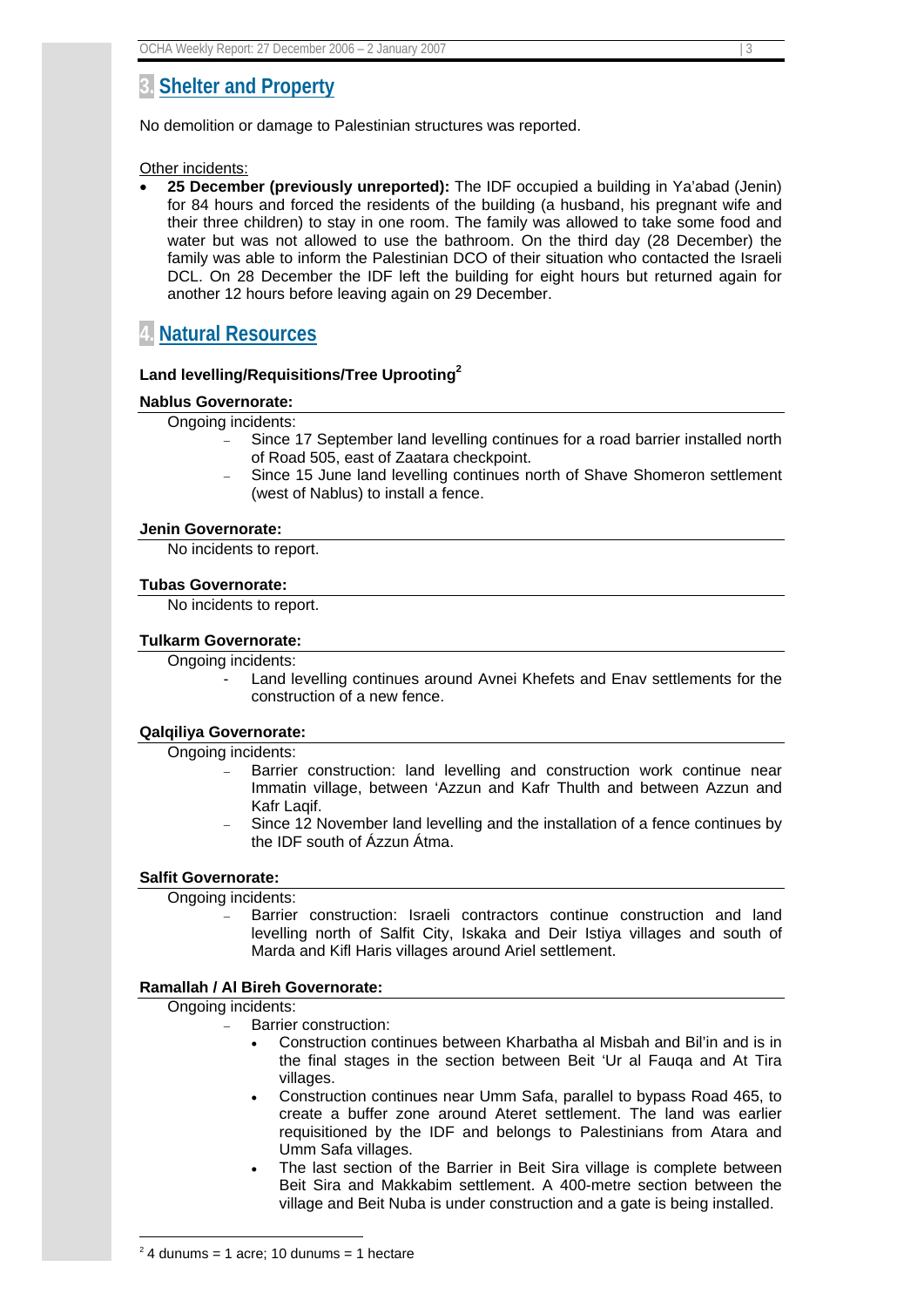## 3. Shelter and Property

No demolition or damage to Palestinian structures was reported.

Other incidents:

- **25 December (previously unreported):** The IDF occupied a building in Ya'abad (Jenin) for 84 hours and forced the residents of the building (a husband, his pregnant wife and their three children) to stay in one room. The family was allowed to take some food and water but was not allowed to use the bathroom. On the third day (28 December) the family was able to inform the Palestinian DCO of their situation who contacted the Israeli DCL. On 28 December the IDF left the building for eight hours but returned again for another 12 hours before leaving again on 29 December.

## 4. Natural Resources

### Land levelling/Requisitions/Tree Uprooting[2]

**Nablus Governorate:**

Ongoing incidents:

- Since 17 September land levelling continues for a road barrier installed north of Road 505, east of Zaatara checkpoint.
- Since 15 June land levelling continues north of Shave Shomeron settlement (west of Nablus) to install a fence.

**Jenin Governorate:**

No incidents to report.

**Tubas Governorate:**

No incidents to report.

**Tulkarm Governorate:**

Ongoing incidents:

- Land levelling continues around Avnei Khefets and Enav settlements for the construction of a new fence.

**Qalqiliya Governorate:**

Ongoing incidents:

- Barrier construction: land levelling and construction work continue near Immatin village, between 'Azzun and Kafr Thulth and between Azzun and Kafr Laqif.
- Since 12 November land levelling and the installation of a fence continues by the IDF south of Ázzun Átma.

**Salfit Governorate:**

Ongoing incidents:

- Barrier construction: Israeli contractors continue construction and land levelling north of Salfit City, Iskaka and Deir Istiya villages and south of Marda and Kifl Haris villages around Ariel settlement.

**Ramallah / Al Bireh Governorate:**

Ongoing incidents:

- Barrier construction:
  - Construction continues between Kharbatha al Misbah and Bil'in and is in the final stages in the section between Beit 'Ur al Fauqa and At Tira villages.
  - Construction continues near Umm Safa, parallel to bypass Road 465, to create a buffer zone around Ateret settlement. The land was earlier requisitioned by the IDF and belongs to Palestinians from Atara and Umm Safa villages.
  - The last section of the Barrier in Beit Sira village is complete between Beit Sira and Makkabim settlement. A 400-metre section between the village and Beit Nuba is under construction and a gate is being installed.

---

[2] 4 dunums = 1 acre; 10 dunums = 1 hectare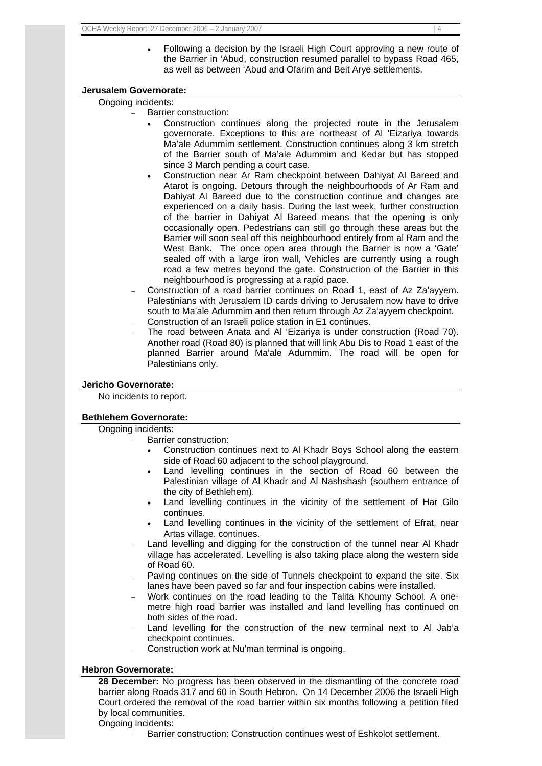- Following a decision by the Israeli High Court approving a new route of the Barrier in 'Abud, construction resumed parallel to bypass Road 465, as well as between 'Abud and Ofarim and Beit Arye settlements.

**Jerusalem Governorate:**

Ongoing incidents:

- Barrier construction:
  - Construction continues along the projected route in the Jerusalem governorate. Exceptions to this are northeast of Al 'Eizariya towards Ma'ale Adummim settlement. Construction continues along 3 km stretch of the Barrier south of Ma'ale Adummim and Kedar but has stopped since 3 March pending a court case.
  - Construction near Ar Ram checkpoint between Dahiyat Al Bareed and Atarot is ongoing. Detours through the neighbourhoods of Ar Ram and Dahiyat Al Bareed due to the construction continue and changes are experienced on a daily basis. During the last week, further construction of the barrier in Dahiyat Al Bareed means that the opening is only occasionally open. Pedestrians can still go through these areas but the Barrier will soon seal off this neighbourhood entirely from al Ram and the West Bank. The once open area through the Barrier is now a 'Gate' sealed off with a large iron wall, Vehicles are currently using a rough road a few metres beyond the gate. Construction of the Barrier in this neighbourhood is progressing at a rapid pace.
- Construction of a road barrier continues on Road 1, east of Az Za'ayyem. Palestinians with Jerusalem ID cards driving to Jerusalem now have to drive south to Ma'ale Adummim and then return through Az Za'ayyem checkpoint.
- Construction of an Israeli police station in E1 continues.
- The road between Anata and Al 'Eizariya is under construction (Road 70). Another road (Road 80) is planned that will link Abu Dis to Road 1 east of the planned Barrier around Ma'ale Adummim. The road will be open for Palestinians only.

**Jericho Governorate:**

No incidents to report.

**Bethlehem Governorate:**

Ongoing incidents:

- Barrier construction:
  - Construction continues next to Al Khadr Boys School along the eastern side of Road 60 adjacent to the school playground.
  - Land levelling continues in the section of Road 60 between the Palestinian village of Al Khadr and Al Nashshash (southern entrance of the city of Bethlehem).
  - Land levelling continues in the vicinity of the settlement of Har Gilo continues.
  - Land levelling continues in the vicinity of the settlement of Efrat, near Artas village, continues.
- Land levelling and digging for the construction of the tunnel near Al Khadr village has accelerated. Levelling is also taking place along the western side of Road 60.
- Paving continues on the side of Tunnels checkpoint to expand the site. Six lanes have been paved so far and four inspection cabins were installed.
- Work continues on the road leading to the Talita Khoumy School. A one-metre high road barrier was installed and land levelling has continued on both sides of the road.
- Land levelling for the construction of the new terminal next to Al Jab'a checkpoint continues.
- Construction work at Nu'man terminal is ongoing.

**Hebron Governorate:**

**28 December:** No progress has been observed in the dismantling of the concrete road barrier along Roads 317 and 60 in South Hebron. On 14 December 2006 the Israeli High Court ordered the removal of the road barrier within six months following a petition filed by local communities.

Ongoing incidents:

- Barrier construction: Construction continues west of Eshkolot settlement.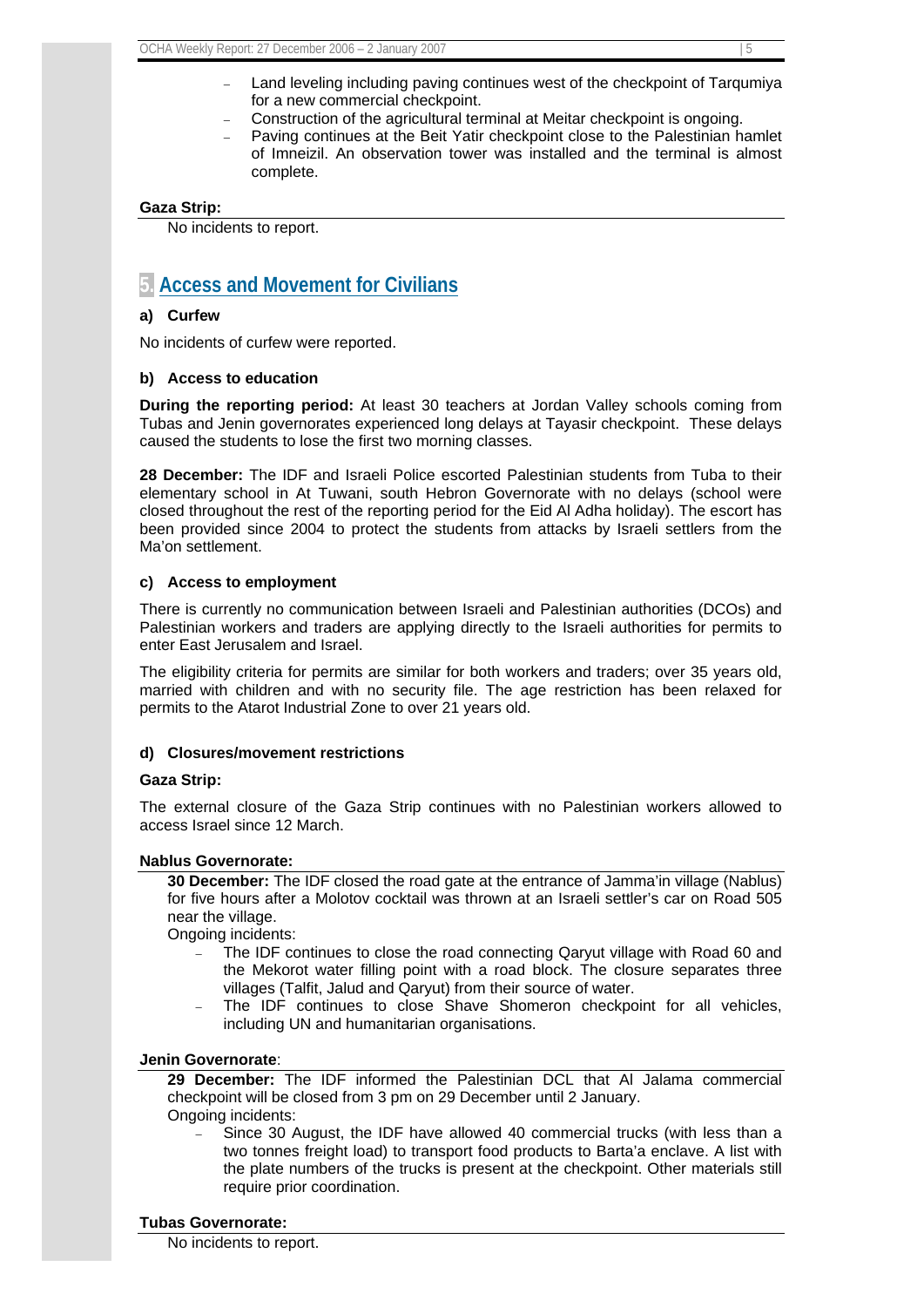- Land leveling including paving continues west of the checkpoint of Tarqumiya for a new commercial checkpoint.
- Construction of the agricultural terminal at Meitar checkpoint is ongoing.
- Paving continues at the Beit Yatir checkpoint close to the Palestinian hamlet of Imneizil. An observation tower was installed and the terminal is almost complete.

**Gaza Strip:**

No incidents to report.

## 5. Access and Movement for Civilians

### a) Curfew

No incidents of curfew were reported.

### b) Access to education

**During the reporting period:** At least 30 teachers at Jordan Valley schools coming from Tubas and Jenin governorates experienced long delays at Tayasir checkpoint. These delays caused the students to lose the first two morning classes.

**28 December:** The IDF and Israeli Police escorted Palestinian students from Tuba to their elementary school in At Tuwani, south Hebron Governorate with no delays (school were closed throughout the rest of the reporting period for the Eid Al Adha holiday). The escort has been provided since 2004 to protect the students from attacks by Israeli settlers from the Ma'on settlement.

### c) Access to employment

There is currently no communication between Israeli and Palestinian authorities (DCOs) and Palestinian workers and traders are applying directly to the Israeli authorities for permits to enter East Jerusalem and Israel.

The eligibility criteria for permits are similar for both workers and traders; over 35 years old, married with children and with no security file. The age restriction has been relaxed for permits to the Atarot Industrial Zone to over 21 years old.

### d) Closures/movement restrictions

**Gaza Strip:**

The external closure of the Gaza Strip continues with no Palestinian workers allowed to access Israel since 12 March.

**Nablus Governorate:**

**30 December:** The IDF closed the road gate at the entrance of Jamma'in village (Nablus) for five hours after a Molotov cocktail was thrown at an Israeli settler's car on Road 505 near the village.

Ongoing incidents:

- The IDF continues to close the road connecting Qaryut village with Road 60 and the Mekorot water filling point with a road block. The closure separates three villages (Talfit, Jalud and Qaryut) from their source of water.
- The IDF continues to close Shave Shomeron checkpoint for all vehicles, including UN and humanitarian organisations.

**Jenin Governorate**:

**29 December:** The IDF informed the Palestinian DCL that Al Jalama commercial checkpoint will be closed from 3 pm on 29 December until 2 January.

Ongoing incidents:

- Since 30 August, the IDF have allowed 40 commercial trucks (with less than a two tonnes freight load) to transport food products to Barta'a enclave. A list with the plate numbers of the trucks is present at the checkpoint. Other materials still require prior coordination.

**Tubas Governorate:**

No incidents to report.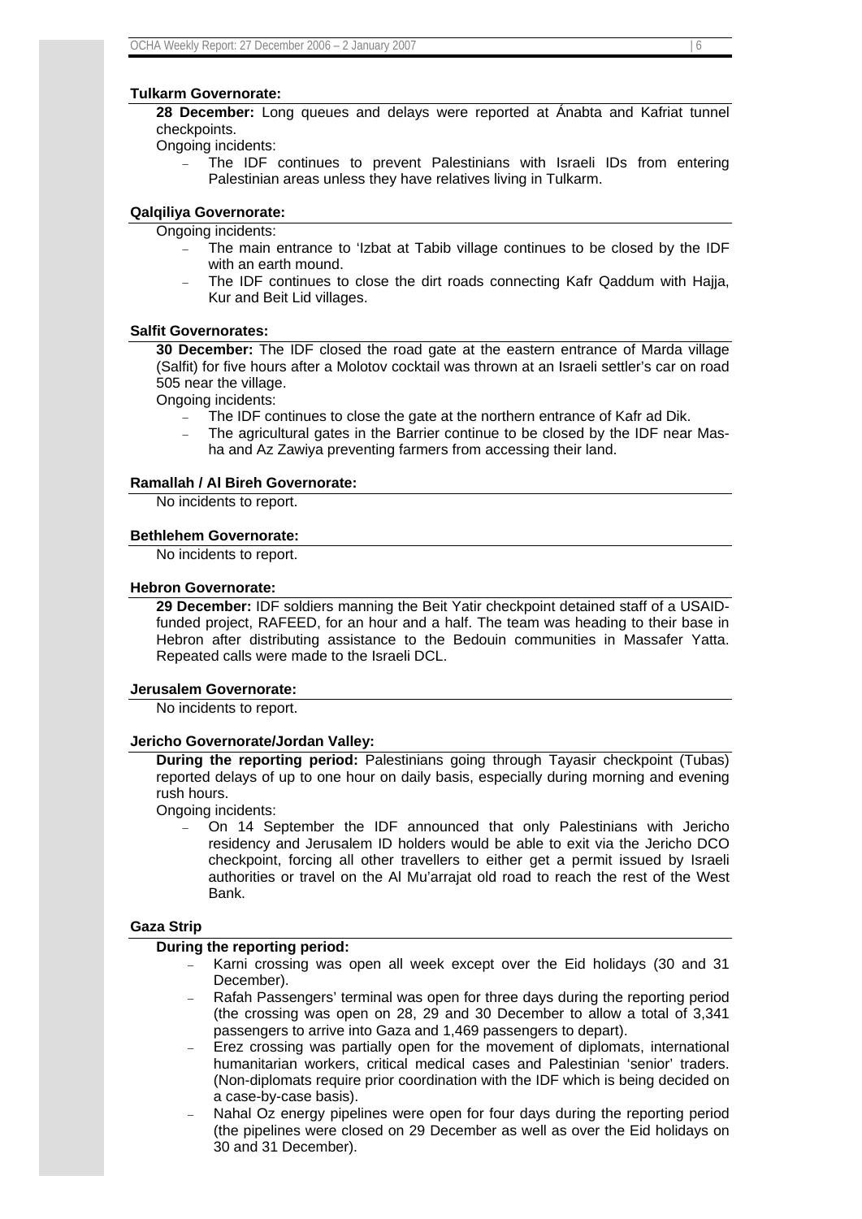### Tulkarm Governorate:

**28 December:** Long queues and delays were reported at Ánabta and Kafriat tunnel checkpoints.

Ongoing incidents:

- The IDF continues to prevent Palestinians with Israeli IDs from entering Palestinian areas unless they have relatives living in Tulkarm.

### Qalqiliya Governorate:

Ongoing incidents:

- The main entrance to 'Izbat at Tabib village continues to be closed by the IDF with an earth mound.
- The IDF continues to close the dirt roads connecting Kafr Qaddum with Hajja, Kur and Beit Lid villages.

### Salfit Governorates:

**30 December:** The IDF closed the road gate at the eastern entrance of Marda village (Salfit) for five hours after a Molotov cocktail was thrown at an Israeli settler's car on road 505 near the village.

Ongoing incidents:

- The IDF continues to close the gate at the northern entrance of Kafr ad Dik.
- The agricultural gates in the Barrier continue to be closed by the IDF near Mas-ha and Az Zawiya preventing farmers from accessing their land.

### Ramallah / Al Bireh Governorate:

No incidents to report.

### Bethlehem Governorate:

No incidents to report.

### Hebron Governorate:

**29 December:** IDF soldiers manning the Beit Yatir checkpoint detained staff of a USAID-funded project, RAFEED, for an hour and a half. The team was heading to their base in Hebron after distributing assistance to the Bedouin communities in Massafer Yatta. Repeated calls were made to the Israeli DCL.

### Jerusalem Governorate:

No incidents to report.

### Jericho Governorate/Jordan Valley:

**During the reporting period:** Palestinians going through Tayasir checkpoint (Tubas) reported delays of up to one hour on daily basis, especially during morning and evening rush hours.

Ongoing incidents:

- On 14 September the IDF announced that only Palestinians with Jericho residency and Jerusalem ID holders would be able to exit via the Jericho DCO checkpoint, forcing all other travellers to either get a permit issued by Israeli authorities or travel on the Al Mu'arrajat old road to reach the rest of the West Bank.

### Gaza Strip

**During the reporting period:**

- Karni crossing was open all week except over the Eid holidays (30 and 31 December).
- Rafah Passengers' terminal was open for three days during the reporting period (the crossing was open on 28, 29 and 30 December to allow a total of 3,341 passengers to arrive into Gaza and 1,469 passengers to depart).
- Erez crossing was partially open for the movement of diplomats, international humanitarian workers, critical medical cases and Palestinian 'senior' traders. (Non-diplomats require prior coordination with the IDF which is being decided on a case-by-case basis).
- Nahal Oz energy pipelines were open for four days during the reporting period (the pipelines were closed on 29 December as well as over the Eid holidays on 30 and 31 December).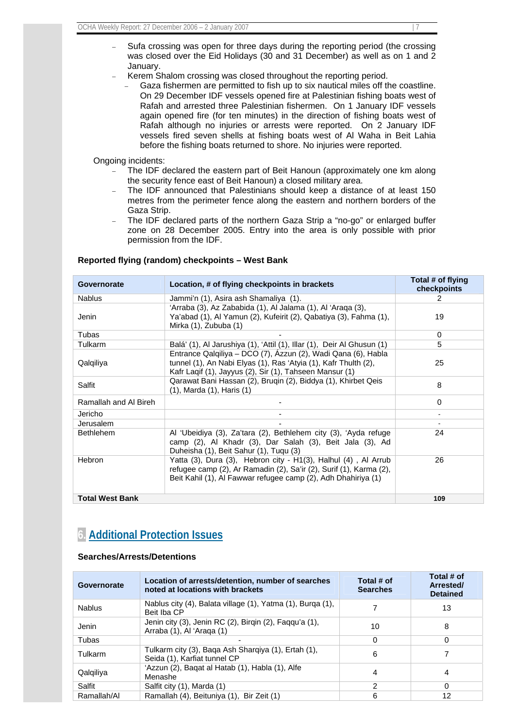- Sufa crossing was open for three days during the reporting period (the crossing was closed over the Eid Holidays (30 and 31 December) as well as on 1 and 2 January.
- Kerem Shalom crossing was closed throughout the reporting period.
  - Gaza fishermen are permitted to fish up to six nautical miles off the coastline. On 29 December IDF vessels opened fire at Palestinian fishing boats west of Rafah and arrested three Palestinian fishermen. On 1 January IDF vessels again opened fire (for ten minutes) in the direction of fishing boats west of Rafah although no injuries or arrests were reported. On 2 January IDF vessels fired seven shells at fishing boats west of Al Waha in Beit Lahia before the fishing boats returned to shore. No injuries were reported.

Ongoing incidents:

- The IDF declared the eastern part of Beit Hanoun (approximately one km along the security fence east of Beit Hanoun) a closed military area.
- The IDF announced that Palestinians should keep a distance of at least 150 metres from the perimeter fence along the eastern and northern borders of the Gaza Strip.
- The IDF declared parts of the northern Gaza Strip a "no-go" or enlarged buffer zone on 28 December 2005. Entry into the area is only possible with prior permission from the IDF.

**Reported flying (random) checkpoints – West Bank**

| Governorate | Location, # of flying checkpoints in brackets | Total # of flying checkpoints |
|---|---|---|
| Nablus | Jammi'n (1), Asira ash Shamaliya (1). | 2 |
| Jenin | 'Arraba (3), Az Zababida (1), Al Jalama (1), Al 'Araqa (3), Ya'abad (1), Al Yamun (2), Kufeirit (2), Qabatiya (3), Fahma (1), Mirka (1), Zububa (1) | 19 |
| Tubas | - | 0 |
| Tulkarm | Balá' (1), Al Jarushiya (1), 'Attil (1), Illar (1), Deir Al Ghusun (1) | 5 |
| Qalqiliya | Entrance Qalqiliya – DCO (7), Ázzun (2), Wadi Qana (6), Habla tunnel (1), An Nabi Elyas (1), Ras 'Atyia (1), Kafr Thulth (2), Kafr Laqif (1), Jayyus (2), Sir (1), Tahseen Mansur (1) | 25 |
| Salfit | Qarawat Bani Hassan (2), Bruqin (2), Biddya (1), Khirbet Qeis (1), Marda (1), Haris (1) | 8 |
| Ramallah and Al Bireh | - | 0 |
| Jericho | - | - |
| Jerusalem | - | - |
| Bethlehem | Al 'Ubeidiya (3), Za'tara (2), Bethlehem city (3), 'Ayda refuge camp (2), Al Khadr (3), Dar Salah (3), Beit Jala (3), Ad Duheisha (1), Beit Sahur (1), Tuqu (3) | 24 |
| Hebron | Yatta (3), Dura (3), Hebron city - H1(3), Halhul (4) , Al Arrub refugee camp (2), Ar Ramadin (2), Sa'ir (2), Surif (1), Karma (2), Beit Kahil (1), Al Fawwar refugee camp (2), Adh Dhahiriya (1) | 26 |
| **Total West Bank** | | **109** |

## 6. Additional Protection Issues

**Searches/Arrests/Detentions**

| Governorate | Location of arrests/detention, number of searches noted at locations with brackets | Total # of Searches | Total # of Arrested/ Detained |
|---|---|---|---|
| Nablus | Nablus city (4), Balata village (1), Yatma (1), Burqa (1), Beit Iba CP | 7 | 13 |
| Jenin | Jenin city (3), Jenin RC (2), Birqin (2), Faqqu'a (1), Arraba (1), Al 'Araqa (1) | 10 | 8 |
| Tubas | - | 0 | 0 |
| Tulkarm | Tulkarm city (3), Baqa Ash Sharqiya (1), Ertah (1), Seida (1), Karfiat tunnel CP | 6 | 7 |
| Qalqiliya | 'Azzun (2), Baqat al Hatab (1), Habla (1), Alfe Menashe | 4 | 4 |
| Salfit | Salfit city (1), Marda (1) | 2 | 0 |
| Ramallah/Al | Ramallah (4), Beituniya (1), Bir Zeit (1) | 6 | 12 |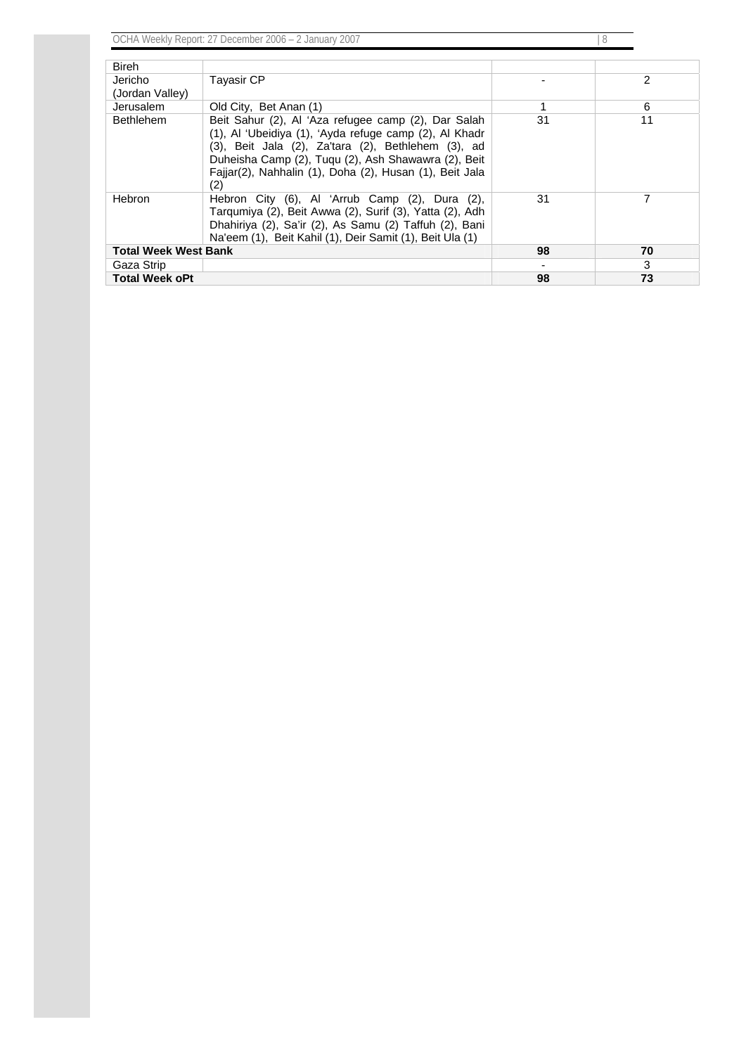| Bireh | | | |
|---|---|---|---|
| Jericho (Jordan Valley) | Tayasir CP | - | 2 |
| Jerusalem | Old City, Bet Anan (1) | 1 | 6 |
| Bethlehem | Beit Sahur (2), Al 'Aza refugee camp (2), Dar Salah (1), Al 'Ubeidiya (1), 'Ayda refuge camp (2), Al Khadr (3), Beit Jala (2), Za'tara (2), Bethlehem (3), ad Duheisha Camp (2), Tuqu (2), Ash Shawawra (2), Beit Fajjar(2), Nahhalin (1), Doha (2), Husan (1), Beit Jala (2) | 31 | 11 |
| Hebron | Hebron City (6), Al 'Arrub Camp (2), Dura (2), Tarqumiya (2), Beit Awwa (2), Surif (3), Yatta (2), Adh Dhahiriya (2), Sa'ir (2), As Samu (2) Taffuh (2), Bani Na'eem (1), Beit Kahil (1), Deir Samit (1), Beit Ula (1) | 31 | 7 |
| **Total Week West Bank** | | **98** | **70** |
| Gaza Strip | | - | 3 |
| **Total Week oPt** | | **98** | **73** |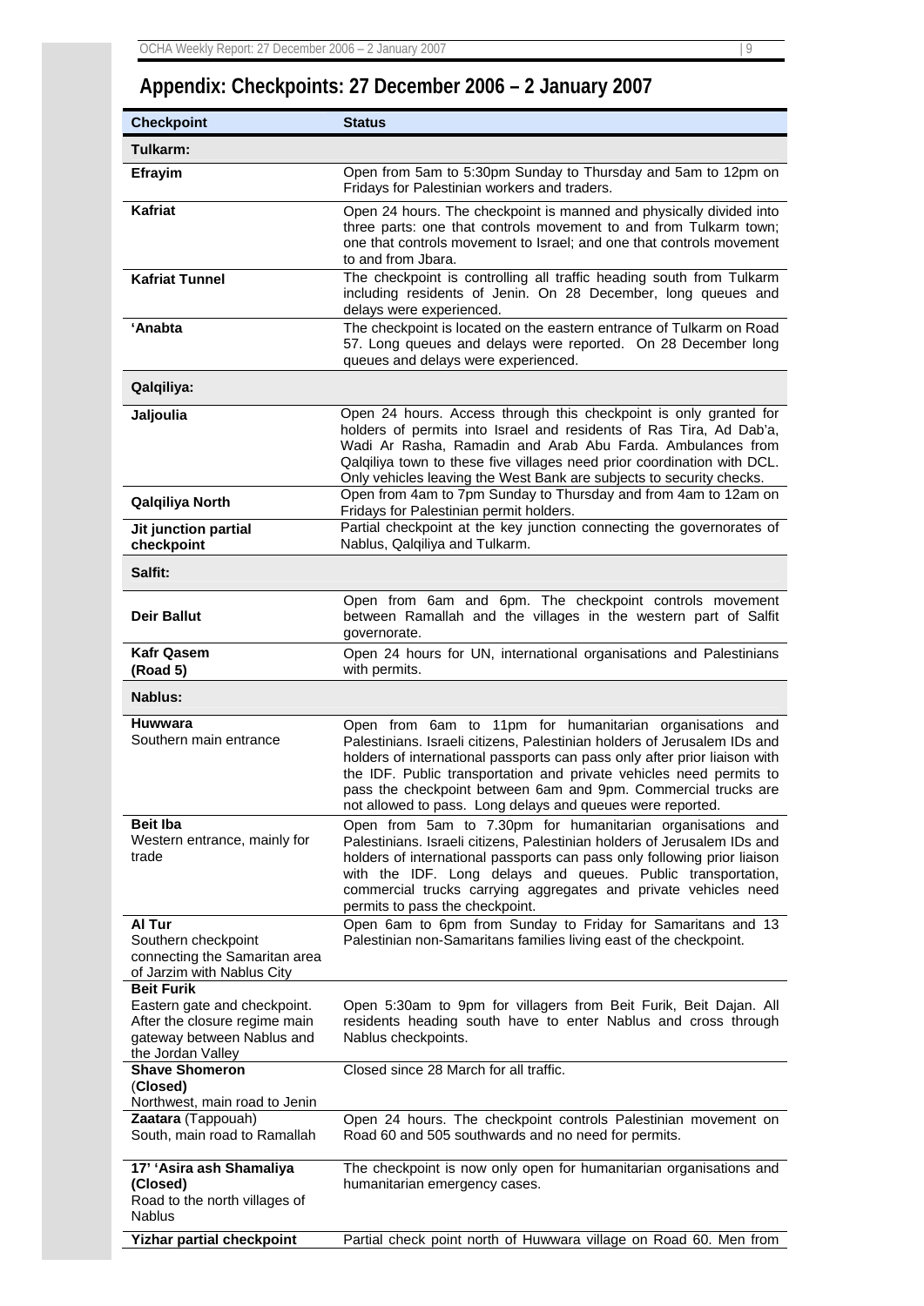# Appendix: Checkpoints: 27 December 2006 – 2 January 2007

| Checkpoint | Status |
|---|---|
| **Tulkarm:** | |
| **Efrayim** | Open from 5am to 5:30pm Sunday to Thursday and 5am to 12pm on Fridays for Palestinian workers and traders. |
| **Kafriat** | Open 24 hours. The checkpoint is manned and physically divided into three parts: one that controls movement to and from Tulkarm town; one that controls movement to Israel; and one that controls movement to and from Jbara. |
| **Kafriat Tunnel** | The checkpoint is controlling all traffic heading south from Tulkarm including residents of Jenin. On 28 December, long queues and delays were experienced. |
| **'Anabta** | The checkpoint is located on the eastern entrance of Tulkarm on Road 57. Long queues and delays were reported. On 28 December long queues and delays were experienced. |
| **Qalqiliya:** | |
| **Jaljoulia** | Open 24 hours. Access through this checkpoint is only granted for holders of permits into Israel and residents of Ras Tira, Ad Dab'a, Wadi Ar Rasha, Ramadin and Arab Abu Farda. Ambulances from Qalqiliya town to these five villages need prior coordination with DCL. Only vehicles leaving the West Bank are subjects to security checks. |
| **Qalqiliya North** | Open from 4am to 7pm Sunday to Thursday and from 4am to 12am on Fridays for Palestinian permit holders. |
| **Jit junction partial checkpoint** | Partial checkpoint at the key junction connecting the governorates of Nablus, Qalqiliya and Tulkarm. |
| **Salfit:** | |
| **Deir Ballut** | Open from 6am and 6pm. The checkpoint controls movement between Ramallah and the villages in the western part of Salfit governorate. |
| **Kafr Qasem (Road 5)** | Open 24 hours for UN, international organisations and Palestinians with permits. |
| **Nablus:** | |
| **Huwwara** Southern main entrance | Open from 6am to 11pm for humanitarian organisations and Palestinians. Israeli citizens, Palestinian holders of Jerusalem IDs and holders of international passports can pass only after prior liaison with the IDF. Public transportation and private vehicles need permits to pass the checkpoint between 6am and 9pm. Commercial trucks are not allowed to pass. Long delays and queues were reported. |
| **Beit Iba** Western entrance, mainly for trade | Open from 5am to 7.30pm for humanitarian organisations and Palestinians. Israeli citizens, Palestinian holders of Jerusalem IDs and holders of international passports can pass only following prior liaison with the IDF. Long delays and queues. Public transportation, commercial trucks carrying aggregates and private vehicles need permits to pass the checkpoint. |
| **Al Tur** Southern checkpoint connecting the Samaritan area of Jarzim with Nablus City | Open 6am to 6pm from Sunday to Friday for Samaritans and 13 Palestinian non-Samaritans families living east of the checkpoint. |
| **Beit Furik** Eastern gate and checkpoint. After the closure regime main gateway between Nablus and the Jordan Valley | Open 5:30am to 9pm for villagers from Beit Furik, Beit Dajan. All residents heading south have to enter Nablus and cross through Nablus checkpoints. |
| **Shave Shomeron (Closed)** Northwest, main road to Jenin | Closed since 28 March for all traffic. |
| **Zaatara** (Tappouah) South, main road to Ramallah | Open 24 hours. The checkpoint controls Palestinian movement on Road 60 and 505 southwards and no need for permits. |
| **17' 'Asira ash Shamaliya (Closed)** Road to the north villages of Nablus | The checkpoint is now only open for humanitarian organisations and humanitarian emergency cases. |
| **Yizhar partial checkpoint** | Partial check point north of Huwwara village on Road 60. Men from |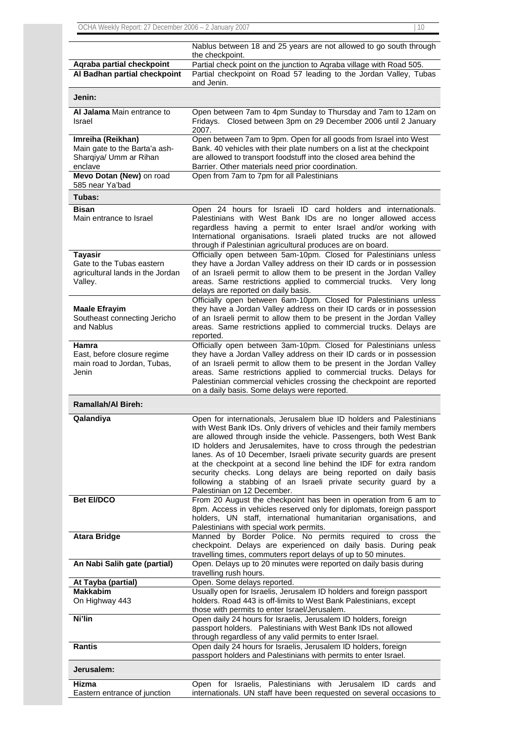| | |
|---|---|
| | Nablus between 18 and 25 years are not allowed to go south through the checkpoint. |
| **Aqraba partial checkpoint** | Partial check point on the junction to Aqraba village with Road 505. |
| **Al Badhan partial checkpoint** | Partial checkpoint on Road 57 leading to the Jordan Valley, Tubas and Jenin. |
| **Jenin:** | |
| **Al Jalama** Main entrance to Israel | Open between 7am to 4pm Sunday to Thursday and 7am to 12am on Fridays. Closed between 3pm on 29 December 2006 until 2 January 2007. |
| **Imreiha (Reikhan)** Main gate to the Barta'a ash-Sharqiya/ Umm ar Rihan enclave | Open between 7am to 9pm. Open for all goods from Israel into West Bank. 40 vehicles with their plate numbers on a list at the checkpoint are allowed to transport foodstuff into the closed area behind the Barrier. Other materials need prior coordination. |
| **Mevo Dotan (New)** on road 585 near Ya'bad | Open from 7am to 7pm for all Palestinians |
| **Tubas:** | |
| **Bisan** Main entrance to Israel | Open 24 hours for Israeli ID card holders and internationals. Palestinians with West Bank IDs are no longer allowed access regardless having a permit to enter Israel and/or working with International organisations. Israeli plated trucks are not allowed through if Palestinian agricultural produces are on board. |
| **Tayasir** Gate to the Tubas eastern agricultural lands in the Jordan Valley. | Officially open between 5am-10pm. Closed for Palestinians unless they have a Jordan Valley address on their ID cards or in possession of an Israeli permit to allow them to be present in the Jordan Valley areas. Same restrictions applied to commercial trucks. Very long delays are reported on daily basis. |
| **Maale Efrayim** Southeast connecting Jericho and Nablus | Officially open between 6am-10pm. Closed for Palestinians unless they have a Jordan Valley address on their ID cards or in possession of an Israeli permit to allow them to be present in the Jordan Valley areas. Same restrictions applied to commercial trucks. Delays are reported. |
| **Hamra** East, before closure regime main road to Jordan, Tubas, Jenin | Officially open between 3am-10pm. Closed for Palestinians unless they have a Jordan Valley address on their ID cards or in possession of an Israeli permit to allow them to be present in the Jordan Valley areas. Same restrictions applied to commercial trucks. Delays for Palestinian commercial vehicles crossing the checkpoint are reported on a daily basis. Some delays were reported. |
| **Ramallah/Al Bireh:** | |
| **Qalandiya** | Open for internationals, Jerusalem blue ID holders and Palestinians with West Bank IDs. Only drivers of vehicles and their family members are allowed through inside the vehicle. Passengers, both West Bank ID holders and Jerusalemites, have to cross through the pedestrian lanes. As of 10 December, Israeli private security guards are present at the checkpoint at a second line behind the IDF for extra random security checks. Long delays are being reported on daily basis following a stabbing of an Israeli private security guard by a Palestinian on 12 December. |
| **Bet El/DCO** | From 20 August the checkpoint has been in operation from 6 am to 8pm. Access in vehicles reserved only for diplomats, foreign passport holders, UN staff, international humanitarian organisations, and Palestinians with special work permits. |
| **Atara Bridge** | Manned by Border Police. No permits required to cross the checkpoint. Delays are experienced on daily basis. During peak travelling times, commuters report delays of up to 50 minutes. |
| **An Nabi Salih gate (partial)** | Open. Delays up to 20 minutes were reported on daily basis during travelling rush hours. |
| **At Tayba (partial)** | Open. Some delays reported. |
| **Makkabim** On Highway 443 | Usually open for Israelis, Jerusalem ID holders and foreign passport holders. Road 443 is off-limits to West Bank Palestinians, except those with permits to enter Israel/Jerusalem. |
| **Ni'lin** | Open daily 24 hours for Israelis, Jerusalem ID holders, foreign passport holders. Palestinians with West Bank IDs not allowed through regardless of any valid permits to enter Israel. |
| **Rantis** | Open daily 24 hours for Israelis, Jerusalem ID holders, foreign passport holders and Palestinians with permits to enter Israel. |
| **Jerusalem:** | |
| **Hizma** Eastern entrance of junction | Open for Israelis, Palestinians with Jerusalem ID cards and internationals. UN staff have been requested on several occasions to |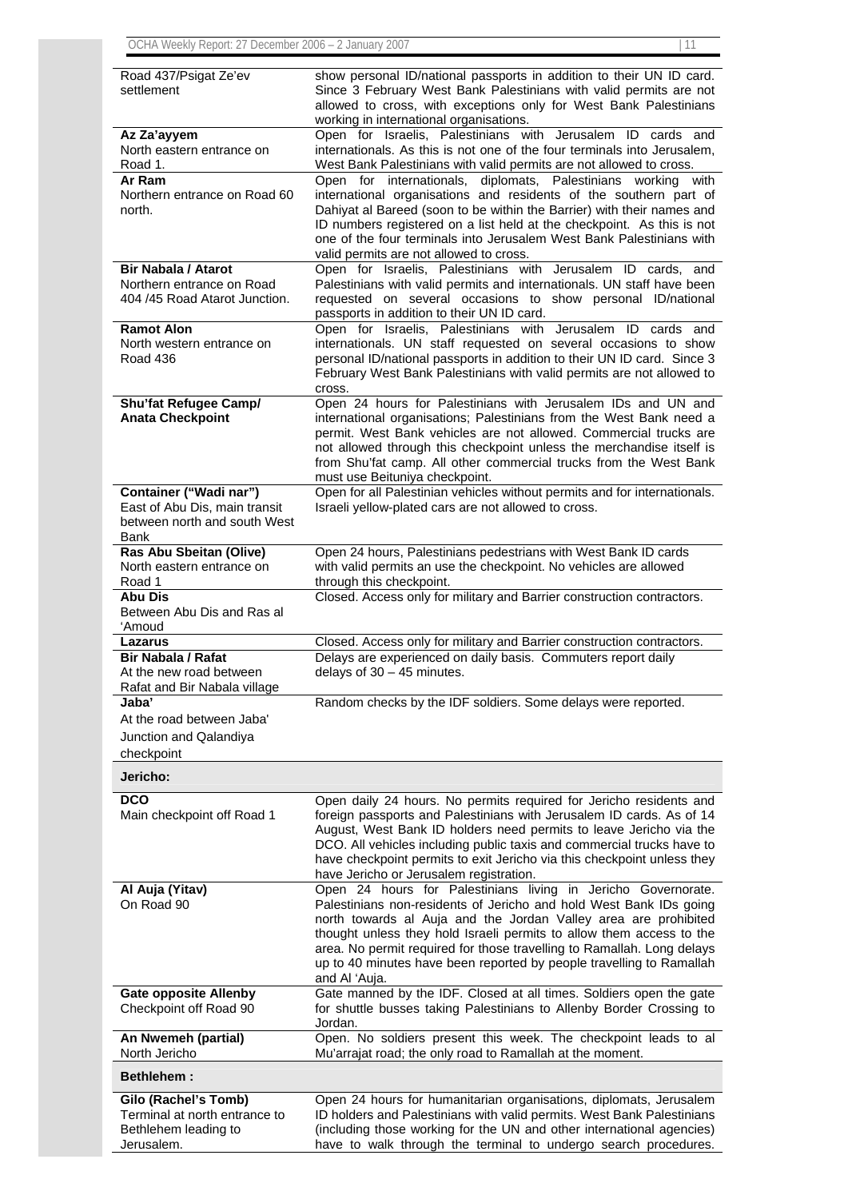| | |
|---|---|
| Road 437/Psigat Ze'ev settlement | show personal ID/national passports in addition to their UN ID card. Since 3 February West Bank Palestinians with valid permits are not allowed to cross, with exceptions only for West Bank Palestinians working in international organisations. |
| **Az Za'ayyem** North eastern entrance on Road 1. | Open for Israelis, Palestinians with Jerusalem ID cards and internationals. As this is not one of the four terminals into Jerusalem, West Bank Palestinians with valid permits are not allowed to cross. |
| **Ar Ram** Northern entrance on Road 60 north. | Open for internationals, diplomats, Palestinians working with international organisations and residents of the southern part of Dahiyat al Bareed (soon to be within the Barrier) with their names and ID numbers registered on a list held at the checkpoint. As this is not one of the four terminals into Jerusalem West Bank Palestinians with valid permits are not allowed to cross. |
| **Bir Nabala / Atarot** Northern entrance on Road 404 /45 Road Atarot Junction. | Open for Israelis, Palestinians with Jerusalem ID cards, and Palestinians with valid permits and internationals. UN staff have been requested on several occasions to show personal ID/national passports in addition to their UN ID card. |
| **Ramot Alon** North western entrance on Road 436 | Open for Israelis, Palestinians with Jerusalem ID cards and internationals. UN staff requested on several occasions to show personal ID/national passports in addition to their UN ID card. Since 3 February West Bank Palestinians with valid permits are not allowed to cross. |
| **Shu'fat Refugee Camp/ Anata Checkpoint** | Open 24 hours for Palestinians with Jerusalem IDs and UN and international organisations; Palestinians from the West Bank need a permit. West Bank vehicles are not allowed. Commercial trucks are not allowed through this checkpoint unless the merchandise itself is from Shu'fat camp. All other commercial trucks from the West Bank must use Beituniya checkpoint. |
| **Container ("Wadi nar")** East of Abu Dis, main transit between north and south West Bank | Open for all Palestinian vehicles without permits and for internationals. Israeli yellow-plated cars are not allowed to cross. |
| **Ras Abu Sbeitan (Olive)** North eastern entrance on Road 1 | Open 24 hours, Palestinians pedestrians with West Bank ID cards with valid permits an use the checkpoint. No vehicles are allowed through this checkpoint. |
| **Abu Dis** Between Abu Dis and Ras al 'Amoud | Closed. Access only for military and Barrier construction contractors. |
| **Lazarus** | Closed. Access only for military and Barrier construction contractors. |
| **Bir Nabala / Rafat** At the new road between Rafat and Bir Nabala village | Delays are experienced on daily basis. Commuters report daily delays of 30 – 45 minutes. |
| **Jaba'** At the road between Jaba' Junction and Qalandiya checkpoint | Random checks by the IDF soldiers. Some delays were reported. |
| **Jericho:** | |
| **DCO** Main checkpoint off Road 1 | Open daily 24 hours. No permits required for Jericho residents and foreign passports and Palestinians with Jerusalem ID cards. As of 14 August, West Bank ID holders need permits to leave Jericho via the DCO. All vehicles including public taxis and commercial trucks have to have checkpoint permits to exit Jericho via this checkpoint unless they have Jericho or Jerusalem registration. |
| **Al Auja (Yitav)** On Road 90 | Open 24 hours for Palestinians living in Jericho Governorate. Palestinians non-residents of Jericho and hold West Bank IDs going north towards al Auja and the Jordan Valley area are prohibited thought unless they hold Israeli permits to allow them access to the area. No permit required for those travelling to Ramallah. Long delays up to 40 minutes have been reported by people travelling to Ramallah and Al 'Auja. |
| **Gate opposite Allenby** Checkpoint off Road 90 | Gate manned by the IDF. Closed at all times. Soldiers open the gate for shuttle busses taking Palestinians to Allenby Border Crossing to Jordan. |
| **An Nwemeh (partial)** North Jericho | Open. No soldiers present this week. The checkpoint leads to al Mu'arrajat road; the only road to Ramallah at the moment. |
| **Bethlehem :** | |
| **Gilo (Rachel's Tomb)** Terminal at north entrance to Bethlehem leading to Jerusalem. | Open 24 hours for humanitarian organisations, diplomats, Jerusalem ID holders and Palestinians with valid permits. West Bank Palestinians (including those working for the UN and other international agencies) have to walk through the terminal to undergo search procedures. |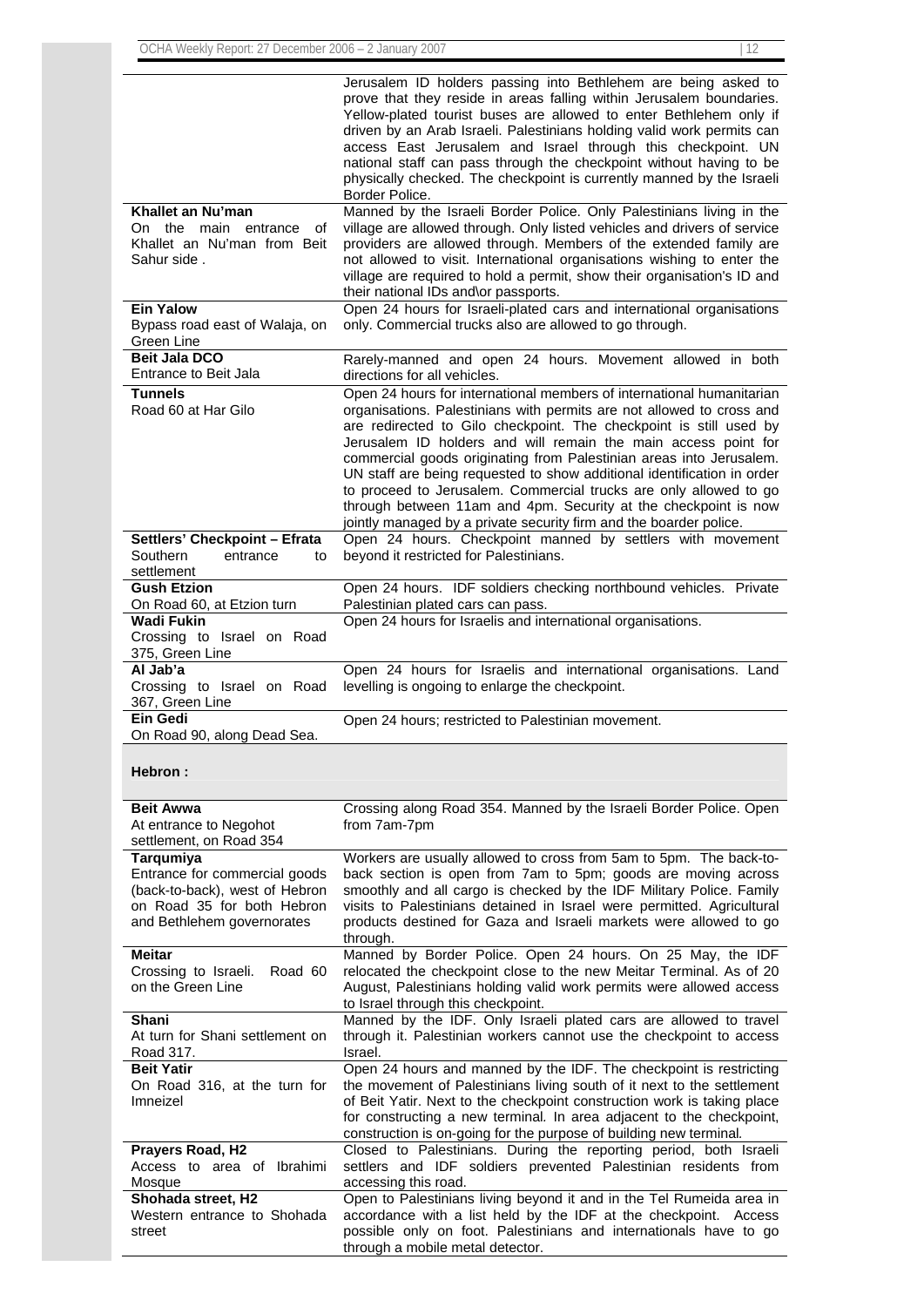| | |
|---|---|
| | Jerusalem ID holders passing into Bethlehem are being asked to prove that they reside in areas falling within Jerusalem boundaries. Yellow-plated tourist buses are allowed to enter Bethlehem only if driven by an Arab Israeli. Palestinians holding valid work permits can access East Jerusalem and Israel through this checkpoint. UN national staff can pass through the checkpoint without having to be physically checked. The checkpoint is currently manned by the Israeli Border Police. |
| **Khallet an Nu'man**<br>On the main entrance of Khallet an Nu'man from Beit Sahur side . | Manned by the Israeli Border Police. Only Palestinians living in the village are allowed through. Only listed vehicles and drivers of service providers are allowed through. Members of the extended family are not allowed to visit. International organisations wishing to enter the village are required to hold a permit, show their organisation's ID and their national IDs and\or passports. |
| **Ein Yalow**<br>Bypass road east of Walaja, on Green Line | Open 24 hours for Israeli-plated cars and international organisations only. Commercial trucks also are allowed to go through. |
| **Beit Jala DCO**<br>Entrance to Beit Jala | Rarely-manned and open 24 hours. Movement allowed in both directions for all vehicles. |
| **Tunnels**<br>Road 60 at Har Gilo | Open 24 hours for international members of international humanitarian organisations. Palestinians with permits are not allowed to cross and are redirected to Gilo checkpoint. The checkpoint is still used by Jerusalem ID holders and will remain the main access point for commercial goods originating from Palestinian areas into Jerusalem. UN staff are being requested to show additional identification in order to proceed to Jerusalem. Commercial trucks are only allowed to go through between 11am and 4pm. Security at the checkpoint is now jointly managed by a private security firm and the boarder police. |
| **Settlers' Checkpoint – Efrata**<br>Southern entrance to settlement | Open 24 hours. Checkpoint manned by settlers with movement beyond it restricted for Palestinians. |
| **Gush Etzion**<br>On Road 60, at Etzion turn | Open 24 hours. IDF soldiers checking northbound vehicles. Private Palestinian plated cars can pass. |
| **Wadi Fukin**<br>Crossing to Israel on Road 375, Green Line | Open 24 hours for Israelis and international organisations. |
| **Al Jab'a**<br>Crossing to Israel on Road 367, Green Line | Open 24 hours for Israelis and international organisations. Land levelling is ongoing to enlarge the checkpoint. |
| **Ein Gedi**<br>On Road 90, along Dead Sea. | Open 24 hours; restricted to Palestinian movement. |

**Hebron :**

| | |
|---|---|
| **Beit Awwa**<br>At entrance to Negohot settlement, on Road 354 | Crossing along Road 354. Manned by the Israeli Border Police. Open from 7am-7pm |
| **Tarqumiya**<br>Entrance for commercial goods (back-to-back), west of Hebron on Road 35 for both Hebron and Bethlehem governorates | Workers are usually allowed to cross from 5am to 5pm. The back-to-back section is open from 7am to 5pm; goods are moving across smoothly and all cargo is checked by the IDF Military Police. Family visits to Palestinians detained in Israel were permitted. Agricultural products destined for Gaza and Israeli markets were allowed to go through. |
| **Meitar**<br>Crossing to Israeli. Road 60 on the Green Line | Manned by Border Police. Open 24 hours. On 25 May, the IDF relocated the checkpoint close to the new Meitar Terminal. As of 20 August, Palestinians holding valid work permits were allowed access to Israel through this checkpoint. |
| **Shani**<br>At turn for Shani settlement on Road 317. | Manned by the IDF. Only Israeli plated cars are allowed to travel through it. Palestinian workers cannot use the checkpoint to access Israel. |
| **Beit Yatir**<br>On Road 316, at the turn for Imneizel | Open 24 hours and manned by the IDF. The checkpoint is restricting the movement of Palestinians living south of it next to the settlement of Beit Yatir. Next to the checkpoint construction work is taking place for constructing a new terminal. In area adjacent to the checkpoint, construction is on-going for the purpose of building new terminal. |
| **Prayers Road, H2**<br>Access to area of Ibrahimi Mosque | Closed to Palestinians. During the reporting period, both Israeli settlers and IDF soldiers prevented Palestinian residents from accessing this road. |
| **Shohada street, H2**<br>Western entrance to Shohada street | Open to Palestinians living beyond it and in the Tel Rumeida area in accordance with a list held by the IDF at the checkpoint. Access possible only on foot. Palestinians and internationals have to go through a mobile metal detector. |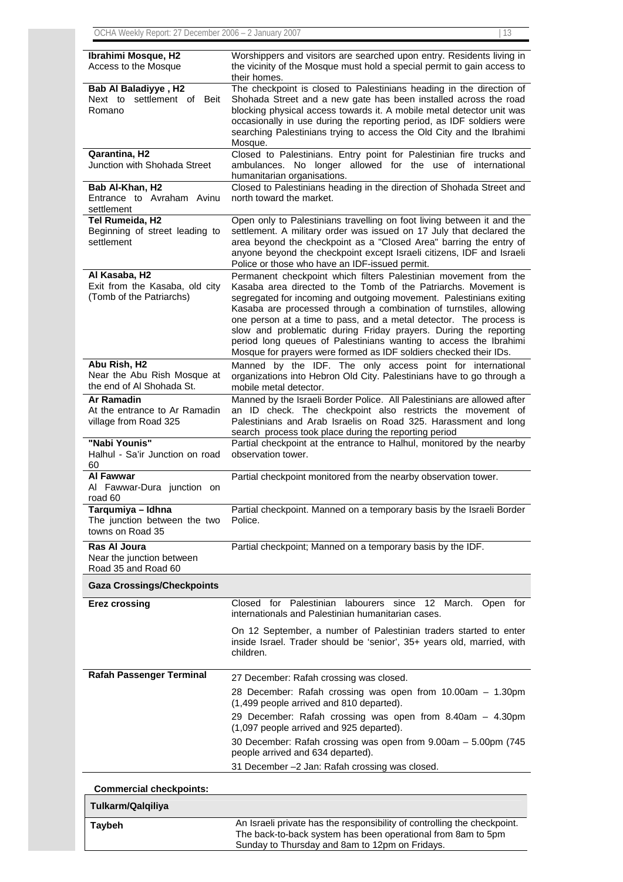| | |
|---|---|
| **Ibrahimi Mosque, H2**<br>Access to the Mosque | Worshippers and visitors are searched upon entry. Residents living in the vicinity of the Mosque must hold a special permit to gain access to their homes. |
| **Bab Al Baladiyye , H2**<br>Next to settlement of Beit Romano | The checkpoint is closed to Palestinians heading in the direction of Shohada Street and a new gate has been installed across the road blocking physical access towards it. A mobile metal detector unit was occasionally in use during the reporting period, as IDF soldiers were searching Palestinians trying to access the Old City and the Ibrahimi Mosque. |
| **Qarantina, H2**<br>Junction with Shohada Street | Closed to Palestinians. Entry point for Palestinian fire trucks and ambulances. No longer allowed for the use of international humanitarian organisations. |
| **Bab Al-Khan, H2**<br>Entrance to Avraham Avinu settlement | Closed to Palestinians heading in the direction of Shohada Street and north toward the market. |
| **Tel Rumeida, H2**<br>Beginning of street leading to settlement | Open only to Palestinians travelling on foot living between it and the settlement. A military order was issued on 17 July that declared the area beyond the checkpoint as a "Closed Area" barring the entry of anyone beyond the checkpoint except Israeli citizens, IDF and Israeli Police or those who have an IDF-issued permit. |
| **Al Kasaba, H2**<br>Exit from the Kasaba, old city (Tomb of the Patriarchs) | Permanent checkpoint which filters Palestinian movement from the Kasaba area directed to the Tomb of the Patriarchs. Movement is segregated for incoming and outgoing movement. Palestinians exiting Kasaba are processed through a combination of turnstiles, allowing one person at a time to pass, and a metal detector. The process is slow and problematic during Friday prayers. During the reporting period long queues of Palestinians wanting to access the Ibrahimi Mosque for prayers were formed as IDF soldiers checked their IDs. |
| **Abu Rish, H2**<br>Near the Abu Rish Mosque at the end of Al Shohada St. | Manned by the IDF. The only access point for international organizations into Hebron Old City. Palestinians have to go through a mobile metal detector. |
| **Ar Ramadin**<br>At the entrance to Ar Ramadin village from Road 325 | Manned by the Israeli Border Police. All Palestinians are allowed after an ID check. The checkpoint also restricts the movement of Palestinians and Arab Israelis on Road 325. Harassment and long search process took place during the reporting period |
| **"Nabi Younis"**<br>Halhul - Sa'ir Junction on road 60 | Partial checkpoint at the entrance to Halhul, monitored by the nearby observation tower. |
| **Al Fawwar**<br>Al Fawwar-Dura junction on road 60 | Partial checkpoint monitored from the nearby observation tower. |
| **Tarqumiya – Idhna**<br>The junction between the two towns on Road 35 | Partial checkpoint. Manned on a temporary basis by the Israeli Border Police. |
| **Ras Al Joura**<br>Near the junction between Road 35 and Road 60 | Partial checkpoint; Manned on a temporary basis by the IDF. |
| **Gaza Crossings/Checkpoints** | |
| **Erez crossing** | Closed for Palestinian labourers since 12 March. Open for internationals and Palestinian humanitarian cases.<br><br>On 12 September, a number of Palestinian traders started to enter inside Israel. Trader should be 'senior', 35+ years old, married, with children. |
| **Rafah Passenger Terminal** | 27 December: Rafah crossing was closed.<br><br>28 December: Rafah crossing was open from 10.00am – 1.30pm (1,499 people arrived and 810 departed).<br><br>29 December: Rafah crossing was open from 8.40am – 4.30pm (1,097 people arrived and 925 departed).<br><br>30 December: Rafah crossing was open from 9.00am – 5.00pm (745 people arrived and 634 departed).<br><br>31 December –2 Jan: Rafah crossing was closed. |

**Commercial checkpoints:**

| | |
|---|---|
| **Tulkarm/Qalqiliya** | |
| **Taybeh** | An Israeli private has the responsibility of controlling the checkpoint. The back-to-back system has been operational from 8am to 5pm Sunday to Thursday and 8am to 12pm on Fridays. |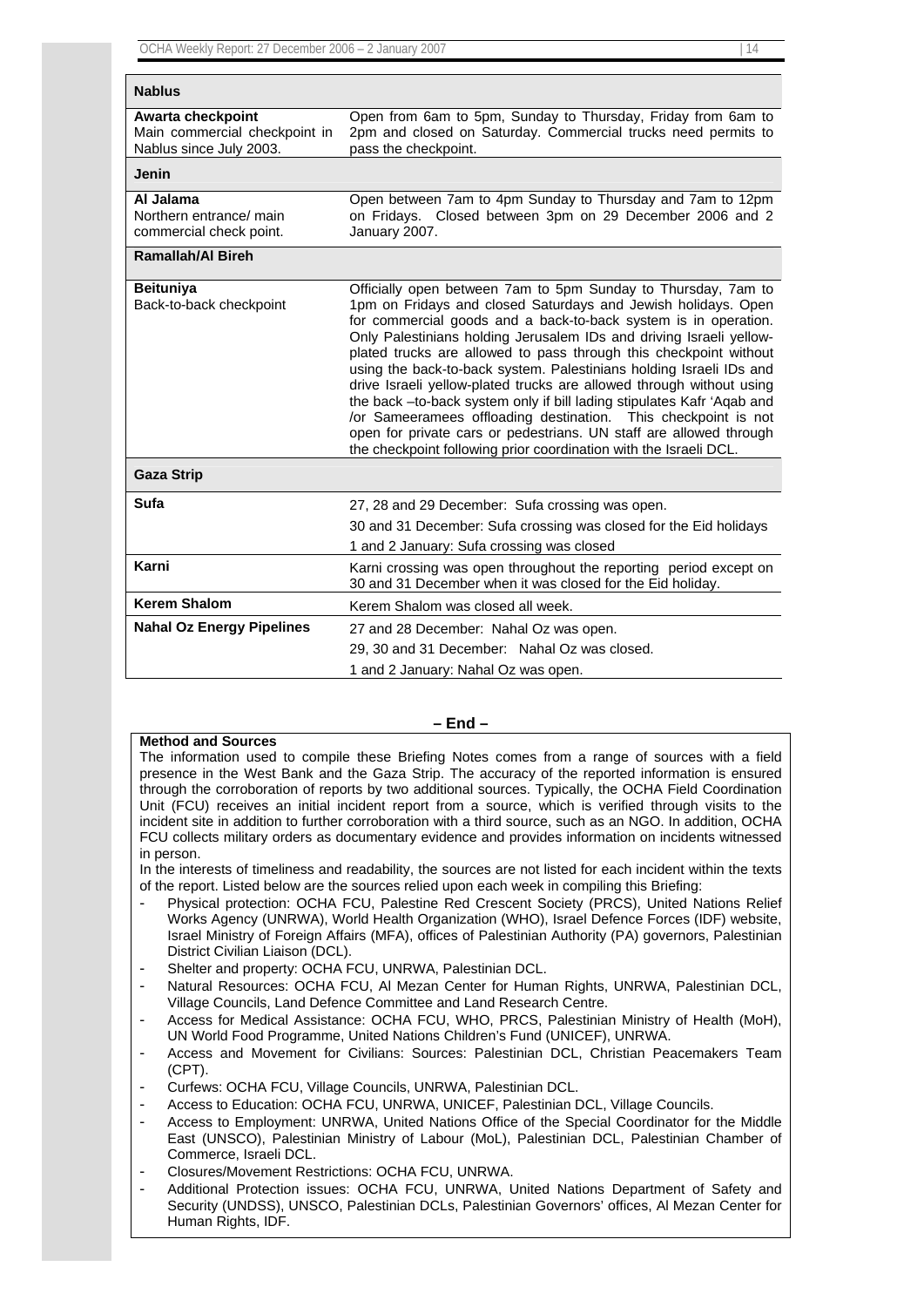| | |
|---|---|
| **Nablus** | |
| **Awarta checkpoint**<br>Main commercial checkpoint in Nablus since July 2003. | Open from 6am to 5pm, Sunday to Thursday, Friday from 6am to 2pm and closed on Saturday. Commercial trucks need permits to pass the checkpoint. |
| **Jenin** | |
| **Al Jalama**<br>Northern entrance/ main commercial check point. | Open between 7am to 4pm Sunday to Thursday and 7am to 12pm on Fridays. Closed between 3pm on 29 December 2006 and 2 January 2007. |
| **Ramallah/Al Bireh** | |
| **Beituniya**<br>Back-to-back checkpoint | Officially open between 7am to 5pm Sunday to Thursday, 7am to 1pm on Fridays and closed Saturdays and Jewish holidays. Open for commercial goods and a back-to-back system is in operation. Only Palestinians holding Jerusalem IDs and driving Israeli yellow-plated trucks are allowed to pass through this checkpoint without using the back-to-back system. Palestinians holding Israeli IDs and drive Israeli yellow-plated trucks are allowed through without using the back –to-back system only if bill lading stipulates Kafr 'Aqab and /or Sameeramees offloading destination. This checkpoint is not open for private cars or pedestrians. UN staff are allowed through the checkpoint following prior coordination with the Israeli DCL. |
| **Gaza Strip** | |
| **Sufa** | 27, 28 and 29 December: Sufa crossing was open.<br>30 and 31 December: Sufa crossing was closed for the Eid holidays<br>1 and 2 January: Sufa crossing was closed |
| **Karni** | Karni crossing was open throughout the reporting period except on 30 and 31 December when it was closed for the Eid holiday. |
| **Kerem Shalom** | Kerem Shalom was closed all week. |
| **Nahal Oz Energy Pipelines** | 27 and 28 December: Nahal Oz was open.<br>29, 30 and 31 December: Nahal Oz was closed.<br>1 and 2 January: Nahal Oz was open. |

**– End –**

**Method and Sources**

The information used to compile these Briefing Notes comes from a range of sources with a field presence in the West Bank and the Gaza Strip. The accuracy of the reported information is ensured through the corroboration of reports by two additional sources. Typically, the OCHA Field Coordination Unit (FCU) receives an initial incident report from a source, which is verified through visits to the incident site in addition to further corroboration with a third source, such as an NGO. In addition, OCHA FCU collects military orders as documentary evidence and provides information on incidents witnessed in person.

In the interests of timeliness and readability, the sources are not listed for each incident within the texts of the report. Listed below are the sources relied upon each week in compiling this Briefing:

- Physical protection: OCHA FCU, Palestine Red Crescent Society (PRCS), United Nations Relief Works Agency (UNRWA), World Health Organization (WHO), Israel Defence Forces (IDF) website, Israel Ministry of Foreign Affairs (MFA), offices of Palestinian Authority (PA) governors, Palestinian District Civilian Liaison (DCL).
- Shelter and property: OCHA FCU, UNRWA, Palestinian DCL.
- Natural Resources: OCHA FCU, Al Mezan Center for Human Rights, UNRWA, Palestinian DCL, Village Councils, Land Defence Committee and Land Research Centre.
- Access for Medical Assistance: OCHA FCU, WHO, PRCS, Palestinian Ministry of Health (MoH), UN World Food Programme, United Nations Children's Fund (UNICEF), UNRWA.
- Access and Movement for Civilians: Sources: Palestinian DCL, Christian Peacemakers Team (CPT).
- Curfews: OCHA FCU, Village Councils, UNRWA, Palestinian DCL.
- Access to Education: OCHA FCU, UNRWA, UNICEF, Palestinian DCL, Village Councils.
- Access to Employment: UNRWA, United Nations Office of the Special Coordinator for the Middle East (UNSCO), Palestinian Ministry of Labour (MoL), Palestinian DCL, Palestinian Chamber of Commerce, Israeli DCL.
- Closures/Movement Restrictions: OCHA FCU, UNRWA.
- Additional Protection issues: OCHA FCU, UNRWA, United Nations Department of Safety and Security (UNDSS), UNSCO, Palestinian DCLs, Palestinian Governors' offices, Al Mezan Center for Human Rights, IDF.